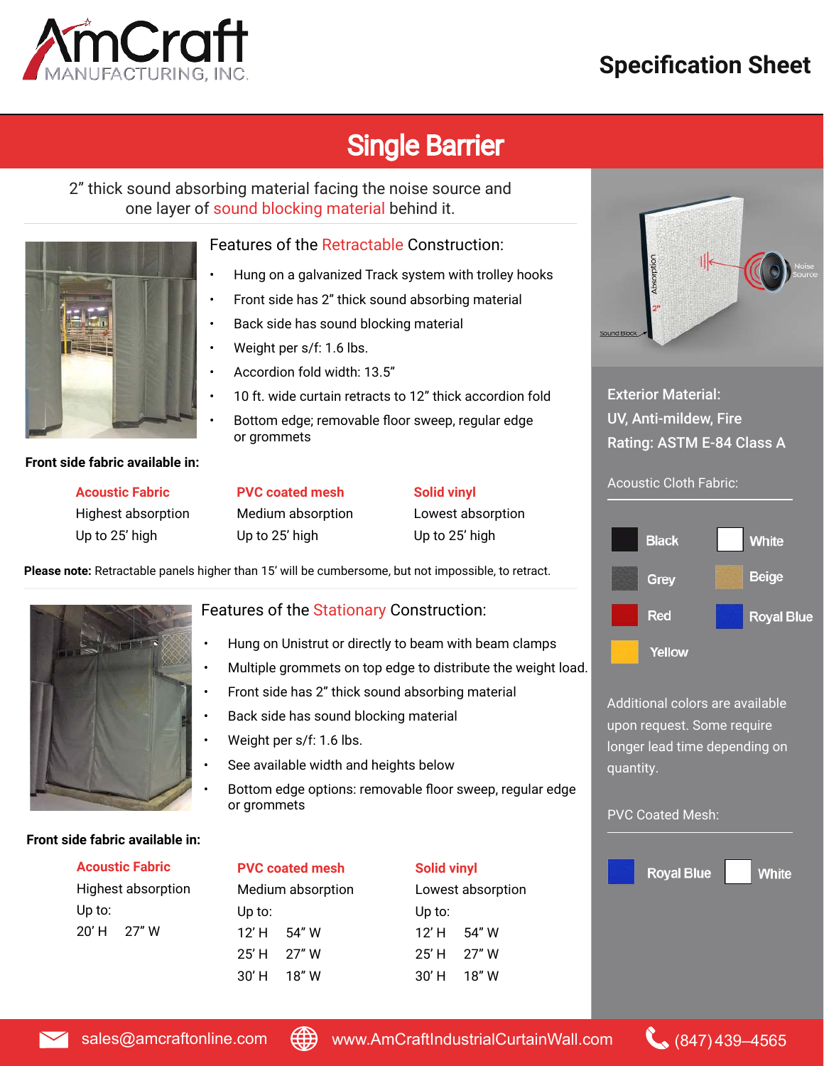# AmCraft Manufacturing, Inc.

## Specification Sheet

# Single Barrier

2" thick sound absorbing material facing the noise source and one layer of sound blocking material behind it.

### Features of the Retractable Construction:

- Hung on a galvanized Track system with trolley hooks
- Front side has 2" thick sound absorbing material
- Back side has sound blocking material
- Weight per s/f: 1.6 lbs.
- Accordion fold width: 13.5"
- 10 ft. wide curtain retracts to 12" thick accordion fold
- Bottom edge; removable floor sweep, regular edge or grommets

**Front side fabric available in:**

| Acoustic Fabric | PVC coated mesh | Solid vinyl |
|---|---|---|
| Highest absorption | Medium absorption | Lowest absorption |
| Up to 25' high | Up to 25' high | Up to 25' high |

**Please note:** Retractable panels higher than 15' will be cumbersome, but not impossible, to retract.

### Features of the Stationary Construction:

- Hung on Unistrut or directly to beam with beam clamps
- Multiple grommets on top edge to distribute the weight load.
- Front side has 2" thick sound absorbing material
- Back side has sound blocking material
- Weight per s/f: 1.6 lbs.
- See available width and heights below
- Bottom edge options: removable floor sweep, regular edge or grommets

**Front side fabric available in:**

| Acoustic Fabric | PVC coated mesh | Solid vinyl |
|---|---|---|
| Highest absorption | Medium absorption | Lowest absorption |
| Up to: | Up to: | Up to: |
| 20' H 27" W | 12' H 54" W | 12' H 54" W |
| | 25' H 27" W | 25' H 27" W |
| | 30' H 18" W | 30' H 18" W |

Absorption · 2" · Sound Block · Noise Source

**Exterior Material:**
**UV, Anti-mildew, Fire Rating: ASTM E-84 Class A**

Acoustic Cloth Fabric:

- Black
- White
- Grey
- Beige
- Red
- Royal Blue
- Yellow

Additional colors are available upon request. Some require longer lead time depending on quantity.

PVC Coated Mesh:

- Royal Blue
- White

sales@amcraftonline.com | www.AmCraftIndustrialCurtainWall.com | (847) 439–4565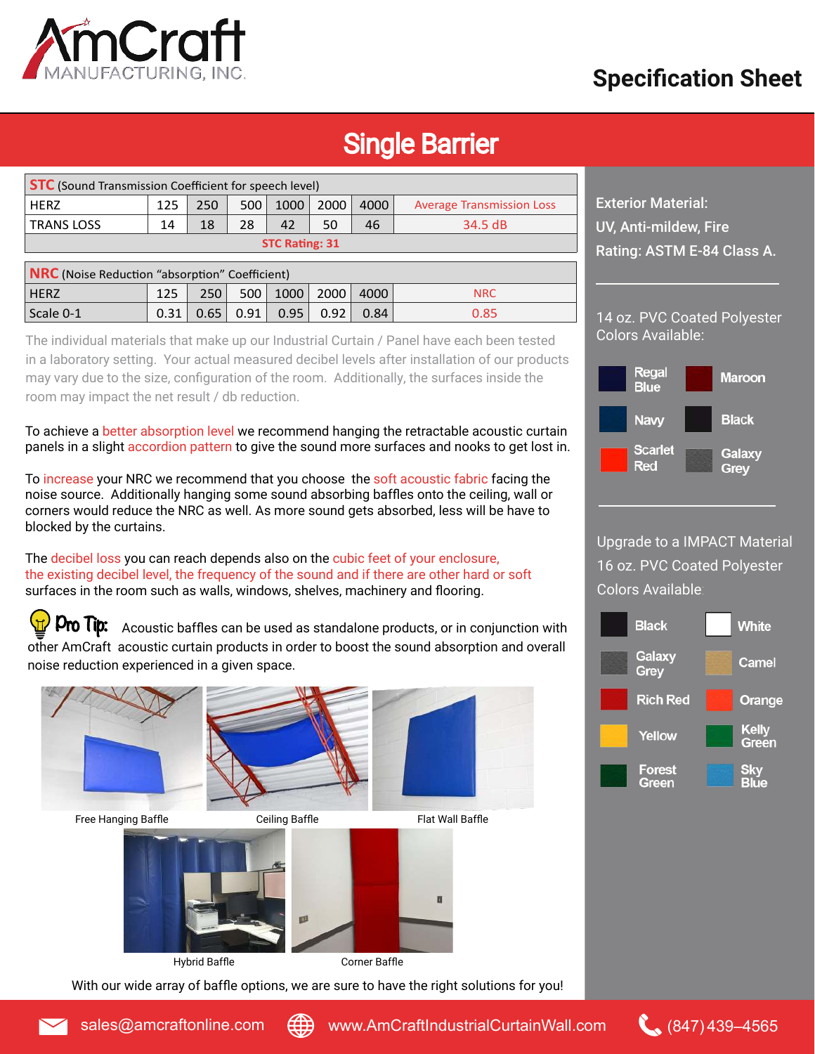# AmCraft Manufacturing, Inc.

## Specification Sheet

# Single Barrier

| **STC** (Sound Transmission Coefficient for speech level) | | | | | | | |
|---|---|---|---|---|---|---|---|
| HERZ | 125 | 250 | 500 | 1000 | 2000 | 4000 | Average Transmission Loss |
| TRANS LOSS | 14 | 18 | 28 | 42 | 50 | 46 | 34.5 dB |
| STC Rating: 31 | | | | | | | |

| **NRC** (Noise Reduction "absorption" Coefficient) | | | | | | | |
|---|---|---|---|---|---|---|---|
| HERZ | 125 | 250 | 500 | 1000 | 2000 | 4000 | NRC |
| Scale 0-1 | 0.31 | 0.65 | 0.91 | 0.95 | 0.92 | 0.84 | 0.85 |

The individual materials that make up our Industrial Curtain / Panel have each been tested in a laboratory setting. Your actual measured decibel levels after installation of our products may vary due to the size, configuration of the room. Additionally, the surfaces inside the room may impact the net result / db reduction.

To achieve a better absorption level we recommend hanging the retractable acoustic curtain panels in a slight accordion pattern to give the sound more surfaces and nooks to get lost in.

To increase your NRC we recommend that you choose the soft acoustic fabric facing the noise source. Additionally hanging some sound absorbing baffles onto the ceiling, wall or corners would reduce the NRC as well. As more sound gets absorbed, less will be have to blocked by the curtains.

The decibel loss you can reach depends also on the cubic feet of your enclosure, the existing decibel level, the frequency of the sound and if there are other hard or soft surfaces in the room such as walls, windows, shelves, machinery and flooring.

**Pro Tip:** Acoustic baffles can be used as standalone products, or in conjunction with other AmCraft acoustic curtain products in order to boost the sound absorption and overall noise reduction experienced in a given space.

Free Hanging Baffle

Ceiling Baffle

Flat Wall Baffle

Hybrid Baffle

Corner Baffle

With our wide array of baffle options, we are sure to have the right solutions for you!

**Exterior Material:**
**UV, Anti-mildew, Fire Rating: ASTM E-84 Class A.**

14 oz. PVC Coated Polyester
Colors Available:

- Regal Blue
- Maroon
- Navy
- Black
- Scarlet Red
- Galaxy Grey

Upgrade to a IMPACT Material
16 oz. PVC Coated Polyester
Colors Available:

- Black
- White
- Galaxy Grey
- Camel
- Rich Red
- Orange
- Yellow
- Kelly Green
- Forest Green
- Sky Blue

sales@amcraftonline.com | www.AmCraftIndustrialCurtainWall.com | (847) 439–4565